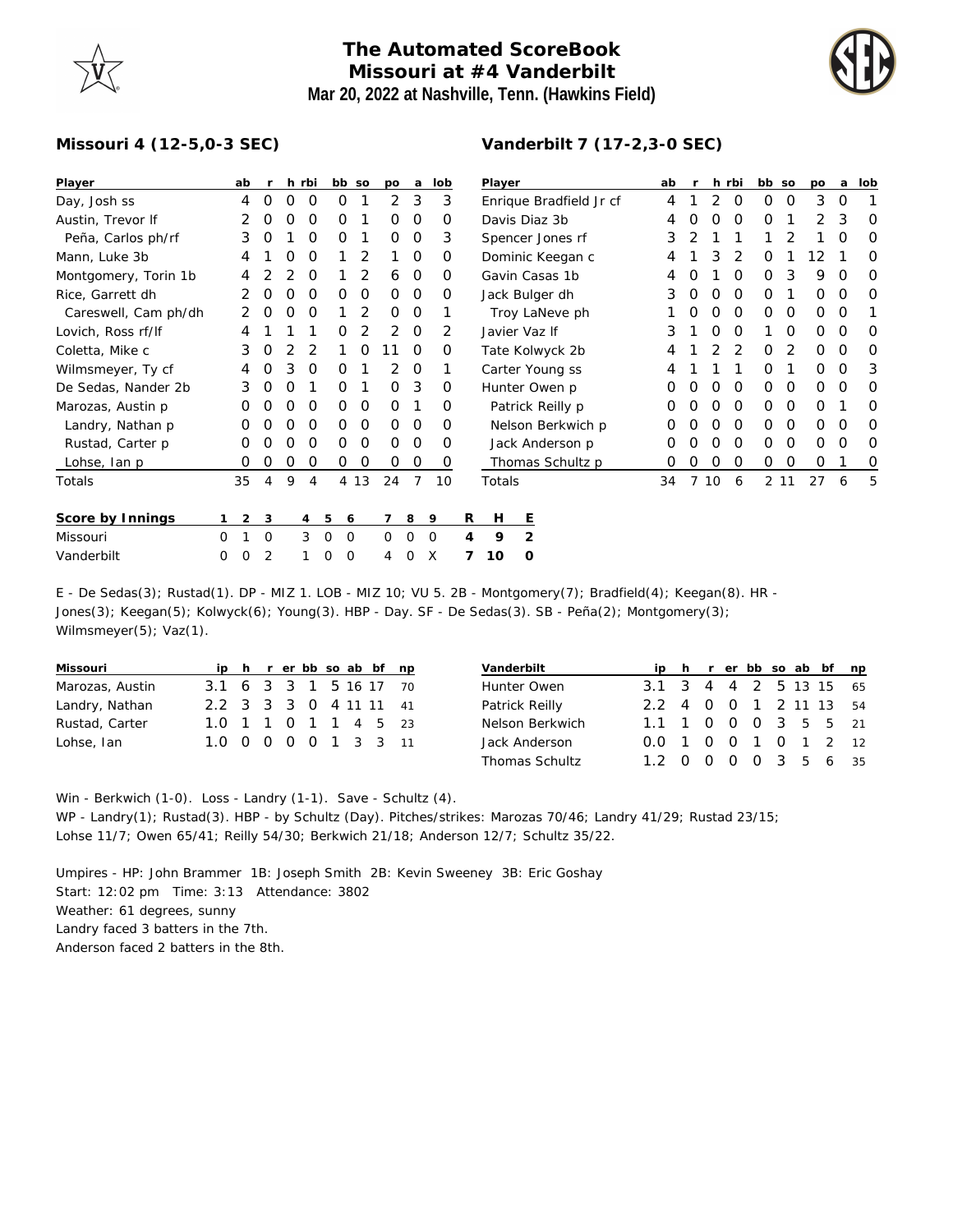# The Automated ScoreBook
## Missouri at #4 Vanderbilt
### Mar 20, 2022 at Nashville, Tenn. (Hawkins Field)

**Missouri 4 (12-5,0-3 SEC)**

| Player | ab | r | h | rbi | bb | so | po | a | lob |
|---|---|---|---|---|---|---|---|---|---|
| Day, Josh ss | 4 | 0 | 0 | 0 | 0 | 1 | 2 | 3 | 3 |
| Austin, Trevor lf | 2 | 0 | 0 | 0 | 0 | 1 | 0 | 0 | 0 |
| Peña, Carlos ph/rf | 3 | 0 | 1 | 0 | 0 | 1 | 0 | 0 | 3 |
| Mann, Luke 3b | 4 | 1 | 0 | 0 | 1 | 2 | 1 | 0 | 0 |
| Montgomery, Torin 1b | 4 | 2 | 2 | 0 | 1 | 2 | 6 | 0 | 0 |
| Rice, Garrett dh | 2 | 0 | 0 | 0 | 0 | 0 | 0 | 0 | 0 |
| Careswell, Cam ph/dh | 2 | 0 | 0 | 0 | 1 | 2 | 0 | 0 | 1 |
| Lovich, Ross rf/lf | 4 | 1 | 1 | 1 | 0 | 2 | 2 | 0 | 2 |
| Coletta, Mike c | 3 | 0 | 2 | 2 | 1 | 0 | 11 | 0 | 0 |
| Wilmsmeyer, Ty cf | 4 | 0 | 3 | 0 | 0 | 1 | 2 | 0 | 1 |
| De Sedas, Nander 2b | 3 | 0 | 0 | 1 | 0 | 1 | 0 | 3 | 0 |
| Marozas, Austin p | 0 | 0 | 0 | 0 | 0 | 0 | 0 | 1 | 0 |
| Landry, Nathan p | 0 | 0 | 0 | 0 | 0 | 0 | 0 | 0 | 0 |
| Rustad, Carter p | 0 | 0 | 0 | 0 | 0 | 0 | 0 | 0 | 0 |
| Lohse, Ian p | 0 | 0 | 0 | 0 | 0 | 0 | 0 | 0 | 0 |
| Totals | 35 | 4 | 9 | 4 | 4 | 13 | 24 | 7 | 10 |

**Vanderbilt 7 (17-2,3-0 SEC)**

| Player | ab | r | h | rbi | bb | so | po | a | lob |
|---|---|---|---|---|---|---|---|---|---|
| Enrique Bradfield Jr cf | 4 | 1 | 2 | 0 | 0 | 0 | 3 | 0 | 1 |
| Davis Diaz 3b | 4 | 0 | 0 | 0 | 0 | 1 | 2 | 3 | 0 |
| Spencer Jones rf | 3 | 2 | 1 | 1 | 1 | 2 | 1 | 0 | 0 |
| Dominic Keegan c | 4 | 1 | 3 | 2 | 0 | 1 | 12 | 1 | 0 |
| Gavin Casas 1b | 4 | 0 | 1 | 0 | 0 | 3 | 9 | 0 | 0 |
| Jack Bulger dh | 3 | 0 | 0 | 0 | 0 | 1 | 0 | 0 | 0 |
| Troy LaNeve ph | 1 | 0 | 0 | 0 | 0 | 0 | 0 | 0 | 1 |
| Javier Vaz lf | 3 | 1 | 0 | 0 | 1 | 0 | 0 | 0 | 0 |
| Tate Kolwyck 2b | 4 | 1 | 2 | 2 | 0 | 2 | 0 | 0 | 0 |
| Carter Young ss | 4 | 1 | 1 | 1 | 0 | 1 | 0 | 0 | 3 |
| Hunter Owen p | 0 | 0 | 0 | 0 | 0 | 0 | 0 | 0 | 0 |
| Patrick Reilly p | 0 | 0 | 0 | 0 | 0 | 0 | 0 | 1 | 0 |
| Nelson Berkwich p | 0 | 0 | 0 | 0 | 0 | 0 | 0 | 0 | 0 |
| Jack Anderson p | 0 | 0 | 0 | 0 | 0 | 0 | 0 | 0 | 0 |
| Thomas Schultz p | 0 | 0 | 0 | 0 | 0 | 0 | 0 | 1 | 0 |
| Totals | 34 | 7 | 10 | 6 | 2 | 11 | 27 | 6 | 5 |

| Score by Innings | 1 | 2 | 3 | 4 | 5 | 6 | 7 | 8 | 9 | R | H | E |
|---|---|---|---|---|---|---|---|---|---|---|---|---|
| Missouri | 0 | 1 | 0 | 3 | 0 | 0 | 0 | 0 | 0 | 4 | 9 | 2 |
| Vanderbilt | 0 | 0 | 2 | 1 | 0 | 0 | 4 | 0 | X | 7 | 10 | 0 |

E - De Sedas(3); Rustad(1). DP - MIZ 1. LOB - MIZ 10; VU 5. 2B - Montgomery(7); Bradfield(4); Keegan(8). HR - Jones(3); Keegan(5); Kolwyck(6); Young(3). HBP - Day. SF - De Sedas(3). SB - Peña(2); Montgomery(3); Wilmsmeyer(5); Vaz(1).

| Missouri | ip | h | r | er | bb | so | ab | bf | np |
|---|---|---|---|---|---|---|---|---|---|
| Marozas, Austin | 3.1 | 6 | 3 | 3 | 1 | 5 | 16 | 17 | 70 |
| Landry, Nathan | 2.2 | 3 | 3 | 3 | 0 | 4 | 11 | 11 | 41 |
| Rustad, Carter | 1.0 | 1 | 1 | 0 | 1 | 1 | 4 | 5 | 23 |
| Lohse, Ian | 1.0 | 0 | 0 | 0 | 0 | 1 | 3 | 3 | 11 |

| Vanderbilt | ip | h | r | er | bb | so | ab | bf | np |
|---|---|---|---|---|---|---|---|---|---|
| Hunter Owen | 3.1 | 3 | 4 | 4 | 2 | 5 | 13 | 15 | 65 |
| Patrick Reilly | 2.2 | 4 | 0 | 0 | 1 | 2 | 11 | 13 | 54 |
| Nelson Berkwich | 1.1 | 1 | 0 | 0 | 0 | 3 | 5 | 5 | 21 |
| Jack Anderson | 0.0 | 1 | 0 | 0 | 1 | 0 | 1 | 2 | 12 |
| Thomas Schultz | 1.2 | 0 | 0 | 0 | 0 | 3 | 5 | 6 | 35 |

Win - Berkwich (1-0). Loss - Landry (1-1). Save - Schultz (4).
WP - Landry(1); Rustad(3). HBP - by Schultz (Day). Pitches/strikes: Marozas 70/46; Landry 41/29; Rustad 23/15; Lohse 11/7; Owen 65/41; Reilly 54/30; Berkwich 21/18; Anderson 12/7; Schultz 35/22.

Umpires - HP: John Brammer 1B: Joseph Smith 2B: Kevin Sweeney 3B: Eric Goshay
Start: 12:02 pm Time: 3:13 Attendance: 3802
Weather: 61 degrees, sunny
Landry faced 3 batters in the 7th.
Anderson faced 2 batters in the 8th.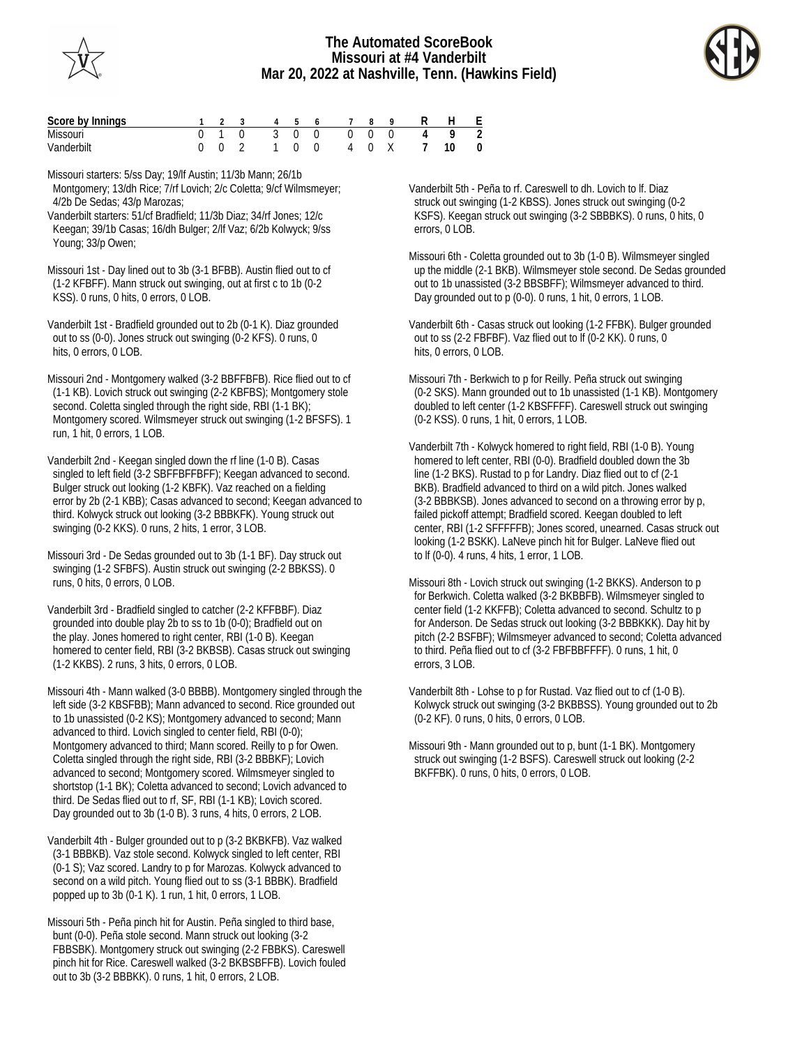# The Automated ScoreBook
## Missouri at #4 Vanderbilt
## Mar 20, 2022 at Nashville, Tenn. (Hawkins Field)

| Score by Innings | 1 | 2 | 3 | 4 | 5 | 6 | 7 | 8 | 9 | R | H | E |
|---|---|---|---|---|---|---|---|---|---|---|---|---|
| Missouri | 0 | 1 | 0 | 3 | 0 | 0 | 0 | 0 | 0 | 4 | 9 | 2 |
| Vanderbilt | 0 | 0 | 2 | 1 | 0 | 0 | 4 | 0 | X | 7 | 10 | 0 |

Missouri starters: 5/ss Day; 19/lf Austin; 11/3b Mann; 26/1b Montgomery; 13/dh Rice; 7/rf Lovich; 2/c Coletta; 9/cf Wilmsmeyer; 4/2b De Sedas; 43/p Marozas;

Vanderbilt starters: 51/cf Bradfield; 11/3b Diaz; 34/rf Jones; 12/c Keegan; 39/1b Casas; 16/dh Bulger; 2/lf Vaz; 6/2b Kolwyck; 9/ss Young; 33/p Owen;

Missouri 1st - Day lined out to 3b (3-1 BFBB). Austin flied out to cf (1-2 KFBFF). Mann struck out swinging, out at first c to 1b (0-2 KSS). 0 runs, 0 hits, 0 errors, 0 LOB.

Vanderbilt 1st - Bradfield grounded out to 2b (0-1 K). Diaz grounded out to ss (0-0). Jones struck out swinging (0-2 KFS). 0 runs, 0 hits, 0 errors, 0 LOB.

Missouri 2nd - Montgomery walked (3-2 BBFFBFB). Rice flied out to cf (1-1 KB). Lovich struck out swinging (2-2 KBFBS); Montgomery stole second. Coletta singled through the right side, RBI (1-1 BK); Montgomery scored. Wilmsmeyer struck out swinging (1-2 BFSFS). 1 run, 1 hit, 0 errors, 1 LOB.

Vanderbilt 2nd - Keegan singled down the rf line (1-0 B). Casas singled to left field (3-2 SBFFBFFBFF); Keegan advanced to second. Bulger struck out looking (1-2 KBFK). Vaz reached on a fielding error by 2b (2-1 KBB); Casas advanced to second; Keegan advanced to third. Kolwyck struck out looking (3-2 BBBKFK). Young struck out swinging (0-2 KKS). 0 runs, 2 hits, 1 error, 3 LOB.

Missouri 3rd - De Sedas grounded out to 3b (1-1 BF). Day struck out swinging (1-2 SFBFS). Austin struck out swinging (2-2 BBKSS). 0 runs, 0 hits, 0 errors, 0 LOB.

Vanderbilt 3rd - Bradfield singled to catcher (2-2 KFFBBF). Diaz grounded into double play 2b to ss to 1b (0-0); Bradfield out on the play. Jones homered to right center, RBI (1-0 B). Keegan homered to center field, RBI (3-2 BKBSB). Casas struck out swinging (1-2 KKBS). 2 runs, 3 hits, 0 errors, 0 LOB.

Missouri 4th - Mann walked (3-0 BBBB). Montgomery singled through the left side (3-2 KBSFBB); Mann advanced to second. Rice grounded out to 1b unassisted (0-2 KS); Montgomery advanced to second; Mann advanced to third. Lovich singled to center field, RBI (0-0); Montgomery advanced to third; Mann scored. Reilly to p for Owen. Coletta singled through the right side, RBI (3-2 BBBKF); Lovich advanced to second; Montgomery scored. Wilmsmeyer singled to shortstop (1-1 BK); Coletta advanced to second; Lovich advanced to third. De Sedas flied out to rf, SF, RBI (1-1 KB); Lovich scored. Day grounded out to 3b (1-0 B). 3 runs, 4 hits, 0 errors, 2 LOB.

Vanderbilt 4th - Bulger grounded out to p (3-2 BKBKFB). Vaz walked (3-1 BBBKB). Vaz stole second. Kolwyck singled to left center, RBI (0-1 S); Vaz scored. Landry to p for Marozas. Kolwyck advanced to second on a wild pitch. Young flied out to ss (3-1 BBBK). Bradfield popped up to 3b (0-1 K). 1 run, 1 hit, 0 errors, 1 LOB.

Missouri 5th - Peña pinch hit for Austin. Peña singled to third base, bunt (0-0). Peña stole second. Mann struck out looking (3-2 FBBSBK). Montgomery struck out swinging (2-2 FBBKS). Careswell pinch hit for Rice. Careswell walked (3-2 BKBSBFFB). Lovich fouled out to 3b (3-2 BBBKK). 0 runs, 1 hit, 0 errors, 2 LOB.

Vanderbilt 5th - Peña to rf. Careswell to dh. Lovich to lf. Diaz struck out swinging (1-2 KBSS). Jones struck out swinging (0-2 KSFS). Keegan struck out swinging (3-2 SBBBKS). 0 runs, 0 hits, 0 errors, 0 LOB.

Missouri 6th - Coletta grounded out to 3b (1-0 B). Wilmsmeyer singled up the middle (2-1 BKB). Wilmsmeyer stole second. De Sedas grounded out to 1b unassisted (3-2 BBSBFF); Wilmsmeyer advanced to third. Day grounded out to p (0-0). 0 runs, 1 hit, 0 errors, 1 LOB.

Vanderbilt 6th - Casas struck out looking (1-2 FFBK). Bulger grounded out to ss (2-2 FBFBF). Vaz flied out to lf (0-2 KK). 0 runs, 0 hits, 0 errors, 0 LOB.

Missouri 7th - Berkwich to p for Reilly. Peña struck out swinging (0-2 SKS). Mann grounded out to 1b unassisted (1-1 KB). Montgomery doubled to left center (1-2 KBSFFFF). Careswell struck out swinging (0-2 KSS). 0 runs, 1 hit, 0 errors, 1 LOB.

Vanderbilt 7th - Kolwyck homered to right field, RBI (1-0 B). Young homered to left center, RBI (0-0). Bradfield doubled down the 3b line (1-2 BKS). Rustad to p for Landry. Diaz flied out to cf (2-1 BKB). Bradfield advanced to third on a wild pitch. Jones walked (3-2 BBBKSB). Jones advanced to second on a throwing error by p, failed pickoff attempt; Bradfield scored. Keegan doubled to left center, RBI (1-2 SFFFFFB); Jones scored, unearned. Casas struck out looking (1-2 BSKK). LaNeve pinch hit for Bulger. LaNeve flied out to lf (0-0). 4 runs, 4 hits, 1 error, 1 LOB.

Missouri 8th - Lovich struck out swinging (1-2 BKKS). Anderson to p for Berkwich. Coletta walked (3-2 BKBBFB). Wilmsmeyer singled to center field (1-2 KKFFB); Coletta advanced to second. Schultz to p for Anderson. De Sedas struck out looking (3-2 BBBKKK). Day hit by pitch (2-2 BSFBF); Wilmsmeyer advanced to second; Coletta advanced to third. Peña flied out to cf (3-2 FBFBBFFFF). 0 runs, 1 hit, 0 errors, 3 LOB.

Vanderbilt 8th - Lohse to p for Rustad. Vaz flied out to cf (1-0 B). Kolwyck struck out swinging (3-2 BKBBSS). Young grounded out to 2b (0-2 KF). 0 runs, 0 hits, 0 errors, 0 LOB.

Missouri 9th - Mann grounded out to p, bunt (1-1 BK). Montgomery struck out swinging (1-2 BSFS). Careswell struck out looking (2-2 BKFFBK). 0 runs, 0 hits, 0 errors, 0 LOB.